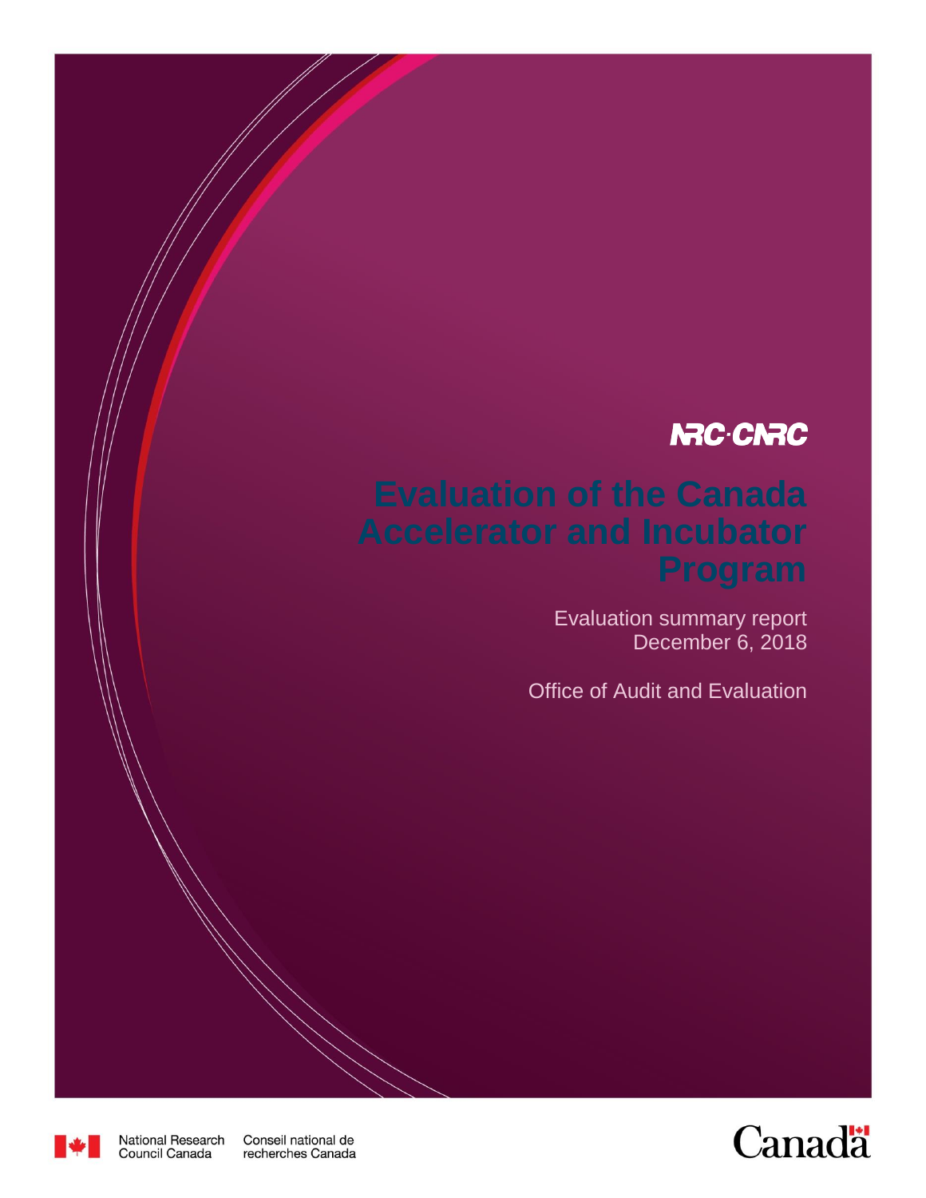NRC·CNRC

# Evaluation of the Canada Accelerator and Incubator Program

Evaluation summary report
December 6, 2018

Office of Audit and Evaluation

National Research Council Canada | Conseil national de recherches Canada

Canada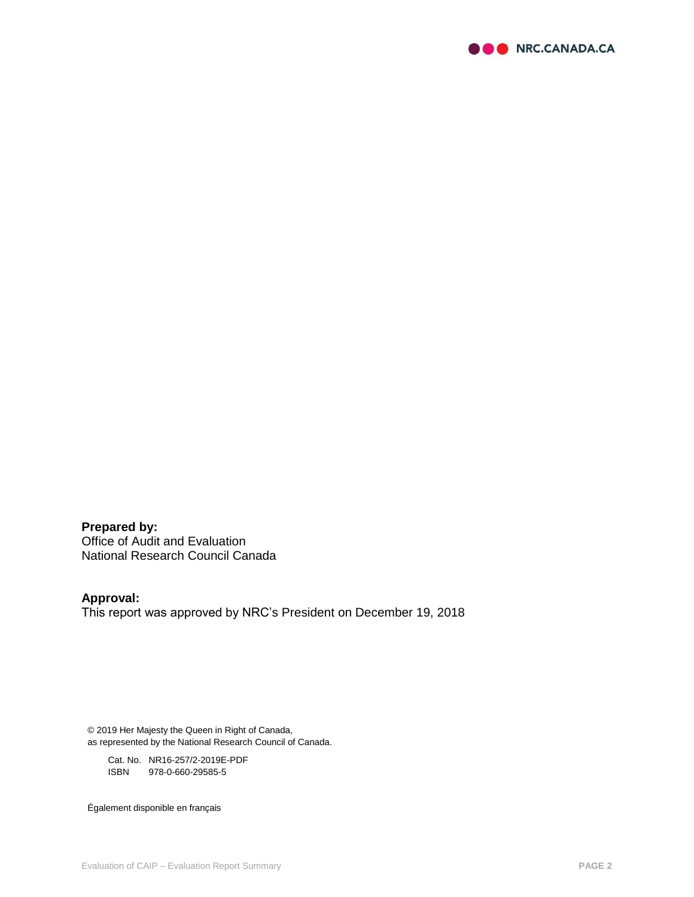**Prepared by:**
Office of Audit and Evaluation
National Research Council Canada

**Approval:**
This report was approved by NRC's President on December 19, 2018

© 2019 Her Majesty the Queen in Right of Canada,
as represented by the National Research Council of Canada.

Cat. No. NR16-257/2-2019E-PDF
ISBN 978-0-660-29585-5

Également disponible en français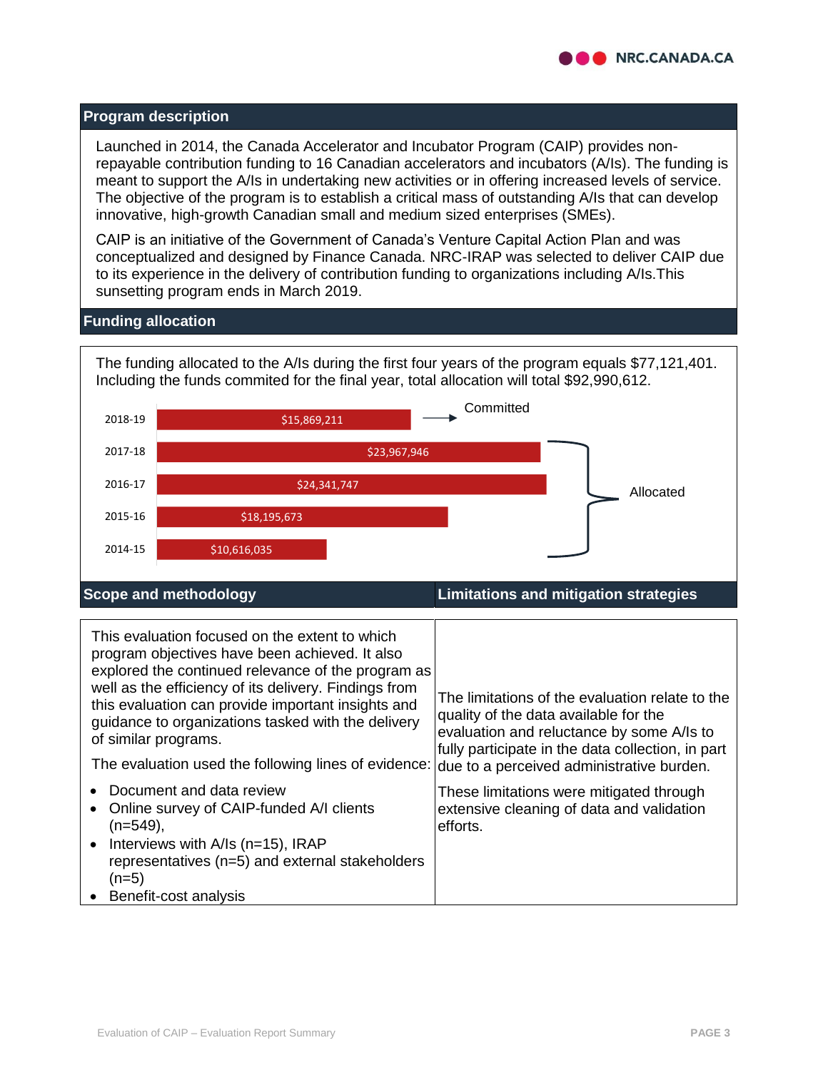## Program description

Launched in 2014, the Canada Accelerator and Incubator Program (CAIP) provides non-repayable contribution funding to 16 Canadian accelerators and incubators (A/Is). The funding is meant to support the A/Is in undertaking new activities or in offering increased levels of service. The objective of the program is to establish a critical mass of outstanding A/Is that can develop innovative, high-growth Canadian small and medium sized enterprises (SMEs).

CAIP is an initiative of the Government of Canada's Venture Capital Action Plan and was conceptualized and designed by Finance Canada. NRC-IRAP was selected to deliver CAIP due to its experience in the delivery of contribution funding to organizations including A/Is.This sunsetting program ends in March 2019.

## Funding allocation

The funding allocated to the A/Is during the first four years of the program equals $77,121,401. Including the funds commited for the final year, total allocation will total $92,990,612.

| Year | Funding | Status |
|---|---|---|
| 2018-19 | $15,869,211 | Committed |
| 2017-18 | $23,967,946 | Allocated |
| 2016-17 | $24,341,747 | Allocated |
| 2015-16 | $18,195,673 | Allocated |
| 2014-15 | $10,616,035 | Allocated |

## Scope and methodology

This evaluation focused on the extent to which program objectives have been achieved. It also explored the continued relevance of the program as well as the efficiency of its delivery. Findings from this evaluation can provide important insights and guidance to organizations tasked with the delivery of similar programs.

The evaluation used the following lines of evidence:

- Document and data review
- Online survey of CAIP-funded A/I clients (n=549),
- Interviews with A/Is (n=15), IRAP representatives (n=5) and external stakeholders (n=5)
- Benefit-cost analysis

## Limitations and mitigation strategies

The limitations of the evaluation relate to the quality of the data available for the evaluation and reluctance by some A/Is to fully participate in the data collection, in part due to a perceived administrative burden.

These limitations were mitigated through extensive cleaning of data and validation efforts.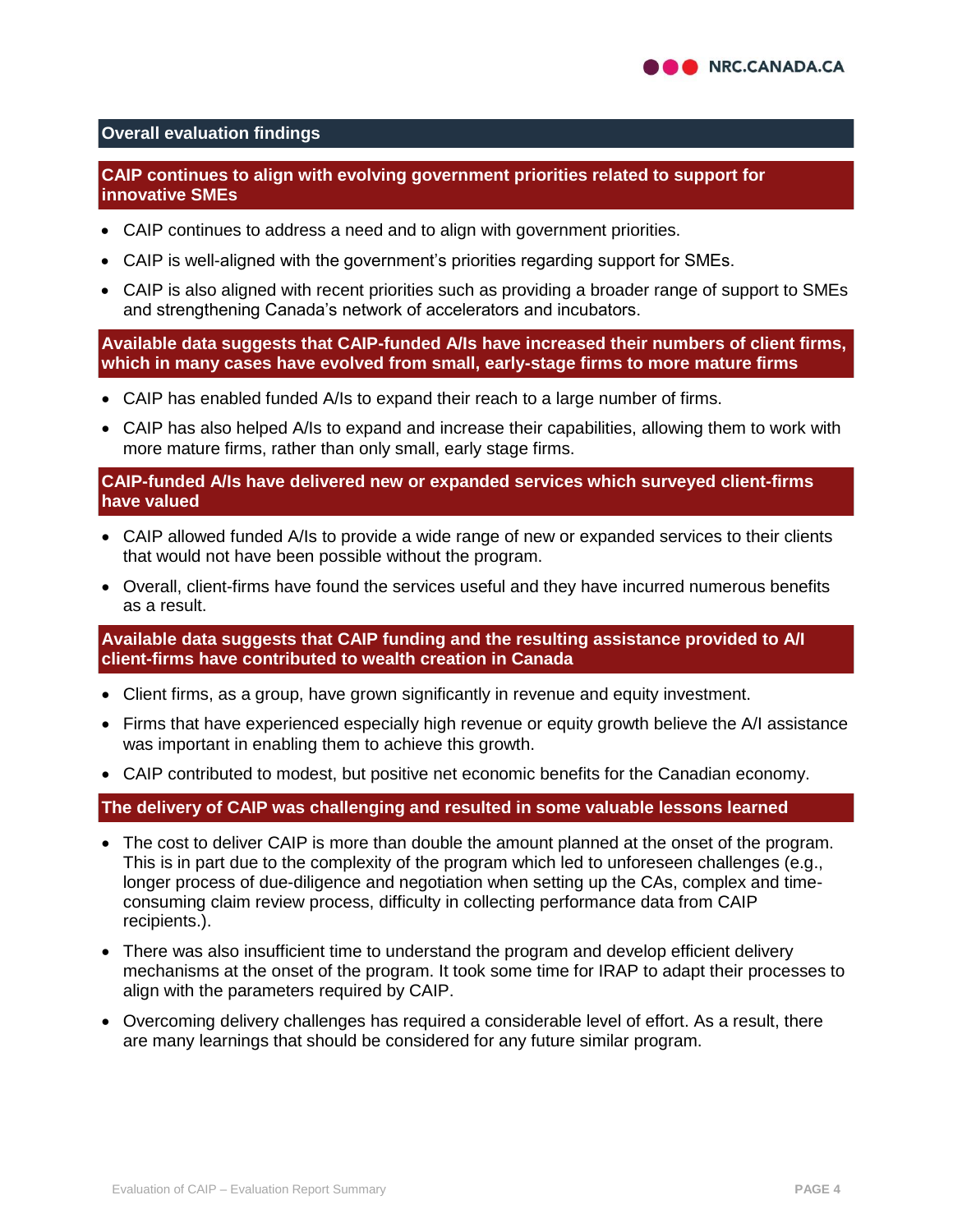## Overall evaluation findings

### CAIP continues to align with evolving government priorities related to support for innovative SMEs

- CAIP continues to address a need and to align with government priorities.
- CAIP is well-aligned with the government's priorities regarding support for SMEs.
- CAIP is also aligned with recent priorities such as providing a broader range of support to SMEs and strengthening Canada's network of accelerators and incubators.

### Available data suggests that CAIP-funded A/Is have increased their numbers of client firms, which in many cases have evolved from small, early-stage firms to more mature firms

- CAIP has enabled funded A/Is to expand their reach to a large number of firms.
- CAIP has also helped A/Is to expand and increase their capabilities, allowing them to work with more mature firms, rather than only small, early stage firms.

### CAIP-funded A/Is have delivered new or expanded services which surveyed client-firms have valued

- CAIP allowed funded A/Is to provide a wide range of new or expanded services to their clients that would not have been possible without the program.
- Overall, client-firms have found the services useful and they have incurred numerous benefits as a result.

### Available data suggests that CAIP funding and the resulting assistance provided to A/I client-firms have contributed to wealth creation in Canada

- Client firms, as a group, have grown significantly in revenue and equity investment.
- Firms that have experienced especially high revenue or equity growth believe the A/I assistance was important in enabling them to achieve this growth.
- CAIP contributed to modest, but positive net economic benefits for the Canadian economy.

### The delivery of CAIP was challenging and resulted in some valuable lessons learned

- The cost to deliver CAIP is more than double the amount planned at the onset of the program. This is in part due to the complexity of the program which led to unforeseen challenges (e.g., longer process of due-diligence and negotiation when setting up the CAs, complex and time-consuming claim review process, difficulty in collecting performance data from CAIP recipients.).
- There was also insufficient time to understand the program and develop efficient delivery mechanisms at the onset of the program. It took some time for IRAP to adapt their processes to align with the parameters required by CAIP.
- Overcoming delivery challenges has required a considerable level of effort. As a result, there are many learnings that should be considered for any future similar program.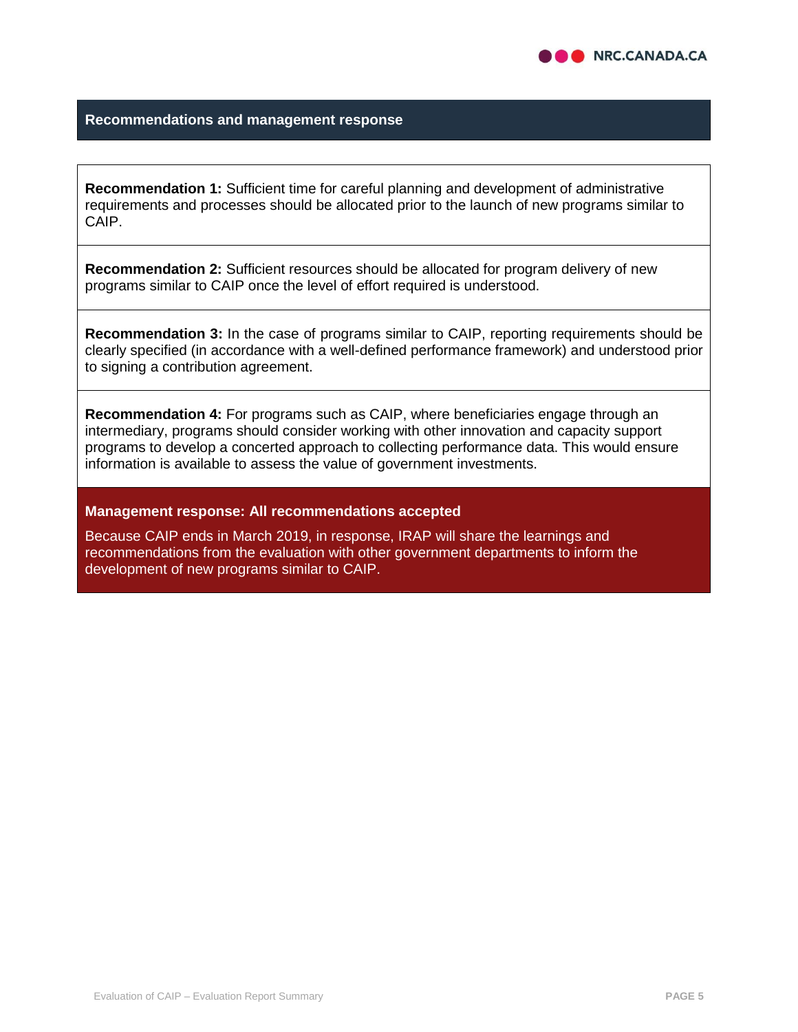## Recommendations and management response

**Recommendation 1:** Sufficient time for careful planning and development of administrative requirements and processes should be allocated prior to the launch of new programs similar to CAIP.

**Recommendation 2:** Sufficient resources should be allocated for program delivery of new programs similar to CAIP once the level of effort required is understood.

**Recommendation 3:** In the case of programs similar to CAIP, reporting requirements should be clearly specified (in accordance with a well-defined performance framework) and understood prior to signing a contribution agreement.

**Recommendation 4:** For programs such as CAIP, where beneficiaries engage through an intermediary, programs should consider working with other innovation and capacity support programs to develop a concerted approach to collecting performance data. This would ensure information is available to assess the value of government investments.

**Management response: All recommendations accepted**

Because CAIP ends in March 2019, in response, IRAP will share the learnings and recommendations from the evaluation with other government departments to inform the development of new programs similar to CAIP.